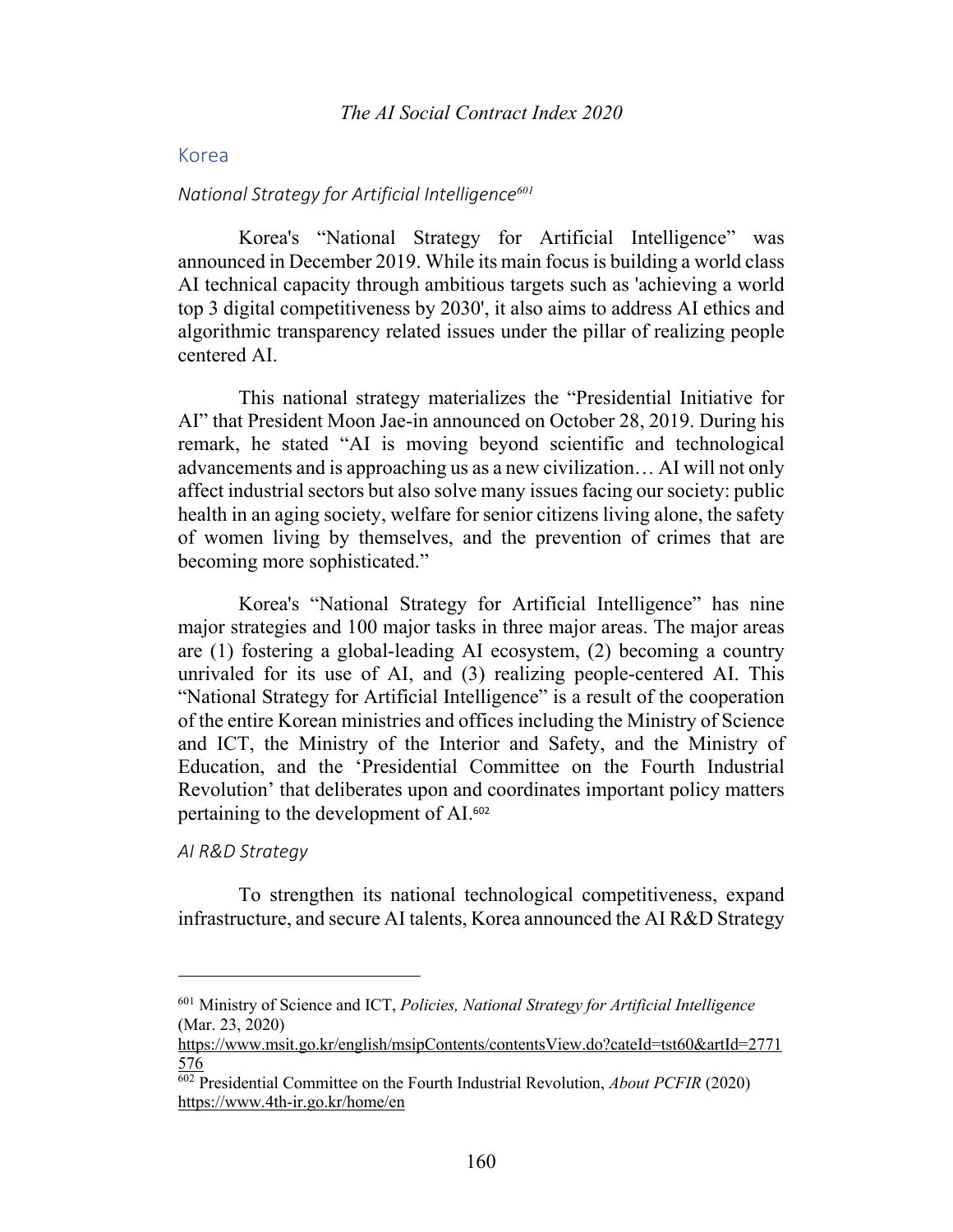## Korea

### *National Strategy for Artificial Intelligence*[601]

Korea's "National Strategy for Artificial Intelligence" was announced in December 2019. While its main focus is building a world class AI technical capacity through ambitious targets such as 'achieving a world top 3 digital competitiveness by 2030', it also aims to address AI ethics and algorithmic transparency related issues under the pillar of realizing people centered AI.

This national strategy materializes the "Presidential Initiative for AI" that President Moon Jae-in announced on October 28, 2019. During his remark, he stated "AI is moving beyond scientific and technological advancements and is approaching us as a new civilization… AI will not only affect industrial sectors but also solve many issues facing our society: public health in an aging society, welfare for senior citizens living alone, the safety of women living by themselves, and the prevention of crimes that are becoming more sophisticated."

Korea's "National Strategy for Artificial Intelligence" has nine major strategies and 100 major tasks in three major areas. The major areas are (1) fostering a global-leading AI ecosystem, (2) becoming a country unrivaled for its use of AI, and (3) realizing people-centered AI. This "National Strategy for Artificial Intelligence" is a result of the cooperation of the entire Korean ministries and offices including the Ministry of Science and ICT, the Ministry of the Interior and Safety, and the Ministry of Education, and the 'Presidential Committee on the Fourth Industrial Revolution' that deliberates upon and coordinates important policy matters pertaining to the development of AI.[602]

### *AI R&D Strategy*

To strengthen its national technological competitiveness, expand infrastructure, and secure AI talents, Korea announced the AI R&D Strategy

---

[601] Ministry of Science and ICT, *Policies, National Strategy for Artificial Intelligence* (Mar. 23, 2020) https://www.msit.go.kr/english/msipContents/contentsView.do?cateId=tst60&artId=2771576

[602] Presidential Committee on the Fourth Industrial Revolution, *About PCFIR* (2020) https://www.4th-ir.go.kr/home/en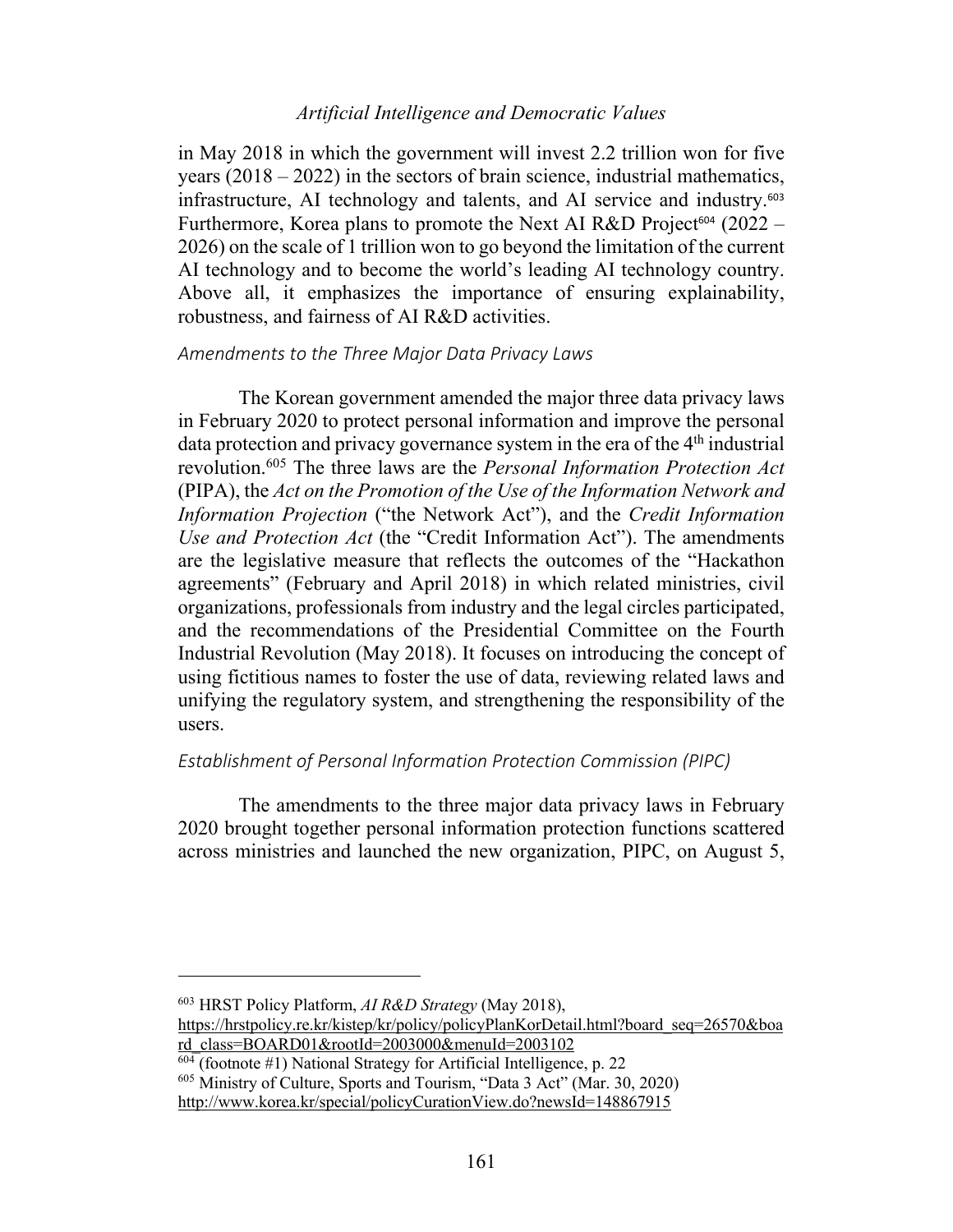in May 2018 in which the government will invest 2.2 trillion won for five years (2018 – 2022) in the sectors of brain science, industrial mathematics, infrastructure, AI technology and talents, and AI service and industry.[603] Furthermore, Korea plans to promote the Next AI R&D Project[604] (2022 – 2026) on the scale of 1 trillion won to go beyond the limitation of the current AI technology and to become the world's leading AI technology country. Above all, it emphasizes the importance of ensuring explainability, robustness, and fairness of AI R&D activities.

### *Amendments to the Three Major Data Privacy Laws*

The Korean government amended the major three data privacy laws in February 2020 to protect personal information and improve the personal data protection and privacy governance system in the era of the 4th industrial revolution.[605] The three laws are the *Personal Information Protection Act* (PIPA), the *Act on the Promotion of the Use of the Information Network and Information Projection* ("the Network Act"), and the *Credit Information Use and Protection Act* (the "Credit Information Act"). The amendments are the legislative measure that reflects the outcomes of the "Hackathon agreements" (February and April 2018) in which related ministries, civil organizations, professionals from industry and the legal circles participated, and the recommendations of the Presidential Committee on the Fourth Industrial Revolution (May 2018). It focuses on introducing the concept of using fictitious names to foster the use of data, reviewing related laws and unifying the regulatory system, and strengthening the responsibility of the users.

### *Establishment of Personal Information Protection Commission (PIPC)*

The amendments to the three major data privacy laws in February 2020 brought together personal information protection functions scattered across ministries and launched the new organization, PIPC, on August 5,

---

[603] HRST Policy Platform, *AI R&D Strategy* (May 2018), https://hrstpolicy.re.kr/kistep/kr/policy/policyPlanKorDetail.html?board_seq=26570&board_class=BOARD01&rootId=2003000&menuId=2003102

[604] (footnote #1) National Strategy for Artificial Intelligence, p. 22

[605] Ministry of Culture, Sports and Tourism, "Data 3 Act" (Mar. 30, 2020) http://www.korea.kr/special/policyCurationView.do?newsId=148867915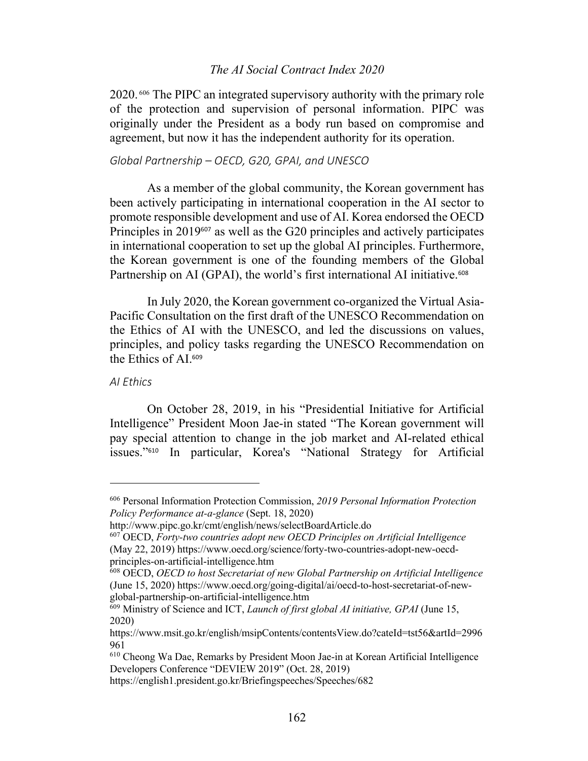2020.[606] The PIPC an integrated supervisory authority with the primary role of the protection and supervision of personal information. PIPC was originally under the President as a body run based on compromise and agreement, but now it has the independent authority for its operation.

*Global Partnership – OECD, G20, GPAI, and UNESCO*

As a member of the global community, the Korean government has been actively participating in international cooperation in the AI sector to promote responsible development and use of AI. Korea endorsed the OECD Principles in 2019[607] as well as the G20 principles and actively participates in international cooperation to set up the global AI principles. Furthermore, the Korean government is one of the founding members of the Global Partnership on AI (GPAI), the world's first international AI initiative.[608]

In July 2020, the Korean government co-organized the Virtual Asia-Pacific Consultation on the first draft of the UNESCO Recommendation on the Ethics of AI with the UNESCO, and led the discussions on values, principles, and policy tasks regarding the UNESCO Recommendation on the Ethics of AI.[609]

*AI Ethics*

On October 28, 2019, in his "Presidential Initiative for Artificial Intelligence" President Moon Jae-in stated "The Korean government will pay special attention to change in the job market and AI-related ethical issues."[610] In particular, Korea's "National Strategy for Artificial

---

[606] Personal Information Protection Commission, *2019 Personal Information Protection Policy Performance at-a-glance* (Sept. 18, 2020) http://www.pipc.go.kr/cmt/english/news/selectBoardArticle.do

[607] OECD, *Forty-two countries adopt new OECD Principles on Artificial Intelligence* (May 22, 2019) https://www.oecd.org/science/forty-two-countries-adopt-new-oecd-principles-on-artificial-intelligence.htm

[608] OECD, *OECD to host Secretariat of new Global Partnership on Artificial Intelligence* (June 15, 2020) https://www.oecd.org/going-digital/ai/oecd-to-host-secretariat-of-new-global-partnership-on-artificial-intelligence.htm

[609] Ministry of Science and ICT, *Launch of first global AI initiative, GPAI* (June 15, 2020) https://www.msit.go.kr/english/msipContents/contentsView.do?cateId=tst56&artId=2996961

[610] Cheong Wa Dae, Remarks by President Moon Jae-in at Korean Artificial Intelligence Developers Conference "DEVIEW 2019" (Oct. 28, 2019) https://english1.president.go.kr/Briefingspeeches/Speeches/682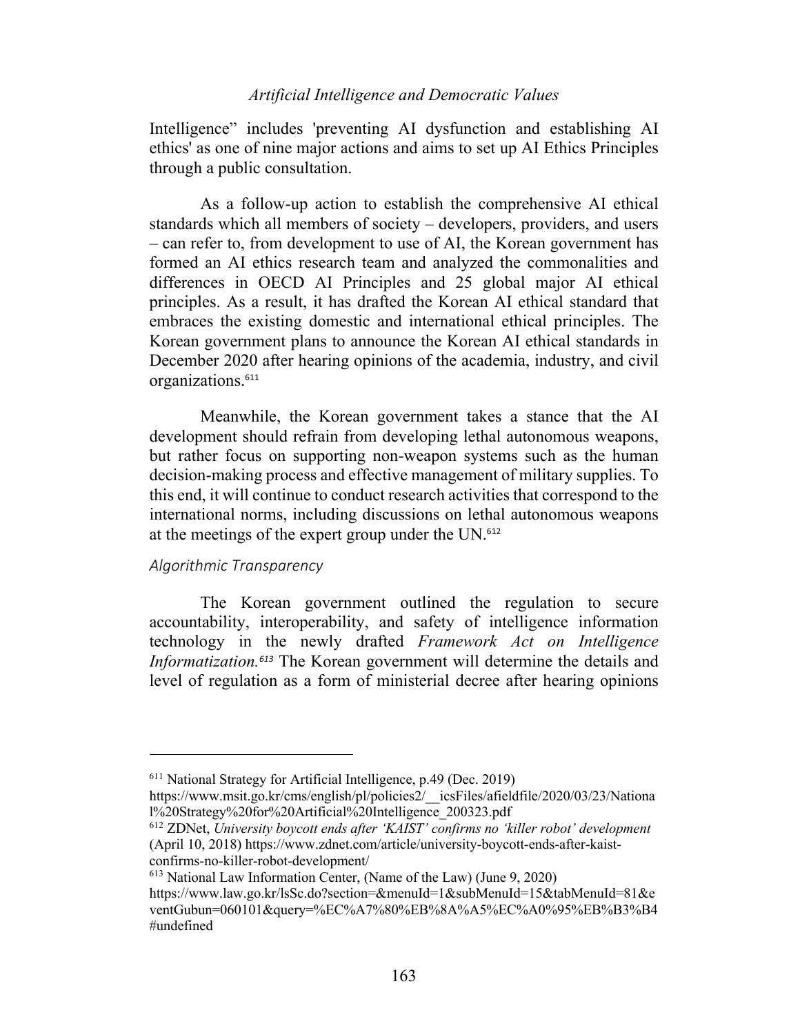Intelligence" includes 'preventing AI dysfunction and establishing AI ethics' as one of nine major actions and aims to set up AI Ethics Principles through a public consultation.

As a follow-up action to establish the comprehensive AI ethical standards which all members of society – developers, providers, and users – can refer to, from development to use of AI, the Korean government has formed an AI ethics research team and analyzed the commonalities and differences in OECD AI Principles and 25 global major AI ethical principles. As a result, it has drafted the Korean AI ethical standard that embraces the existing domestic and international ethical principles. The Korean government plans to announce the Korean AI ethical standards in December 2020 after hearing opinions of the academia, industry, and civil organizations.[611]

Meanwhile, the Korean government takes a stance that the AI development should refrain from developing lethal autonomous weapons, but rather focus on supporting non-weapon systems such as the human decision-making process and effective management of military supplies. To this end, it will continue to conduct research activities that correspond to the international norms, including discussions on lethal autonomous weapons at the meetings of the expert group under the UN.[612]

*Algorithmic Transparency*

The Korean government outlined the regulation to secure accountability, interoperability, and safety of intelligence information technology in the newly drafted *Framework Act on Intelligence Informatization.*[613] The Korean government will determine the details and level of regulation as a form of ministerial decree after hearing opinions

---

[611] National Strategy for Artificial Intelligence, p.49 (Dec. 2019) https://www.msit.go.kr/cms/english/pl/policies2/__icsFiles/afieldfile/2020/03/23/National%20Strategy%20for%20Artificial%20Intelligence_200323.pdf

[612] ZDNet, *University boycott ends after 'KAIST' confirms no 'killer robot' development* (April 10, 2018) https://www.zdnet.com/article/university-boycott-ends-after-kaist-confirms-no-killer-robot-development/

[613] National Law Information Center, (Name of the Law) (June 9, 2020) https://www.law.go.kr/lsSc.do?section=&menuId=1&subMenuId=15&tabMenuId=81&eventGubun=060101&query=%EC%A7%80%EB%8A%A5%EC%A0%95%EB%B3%B4#undefined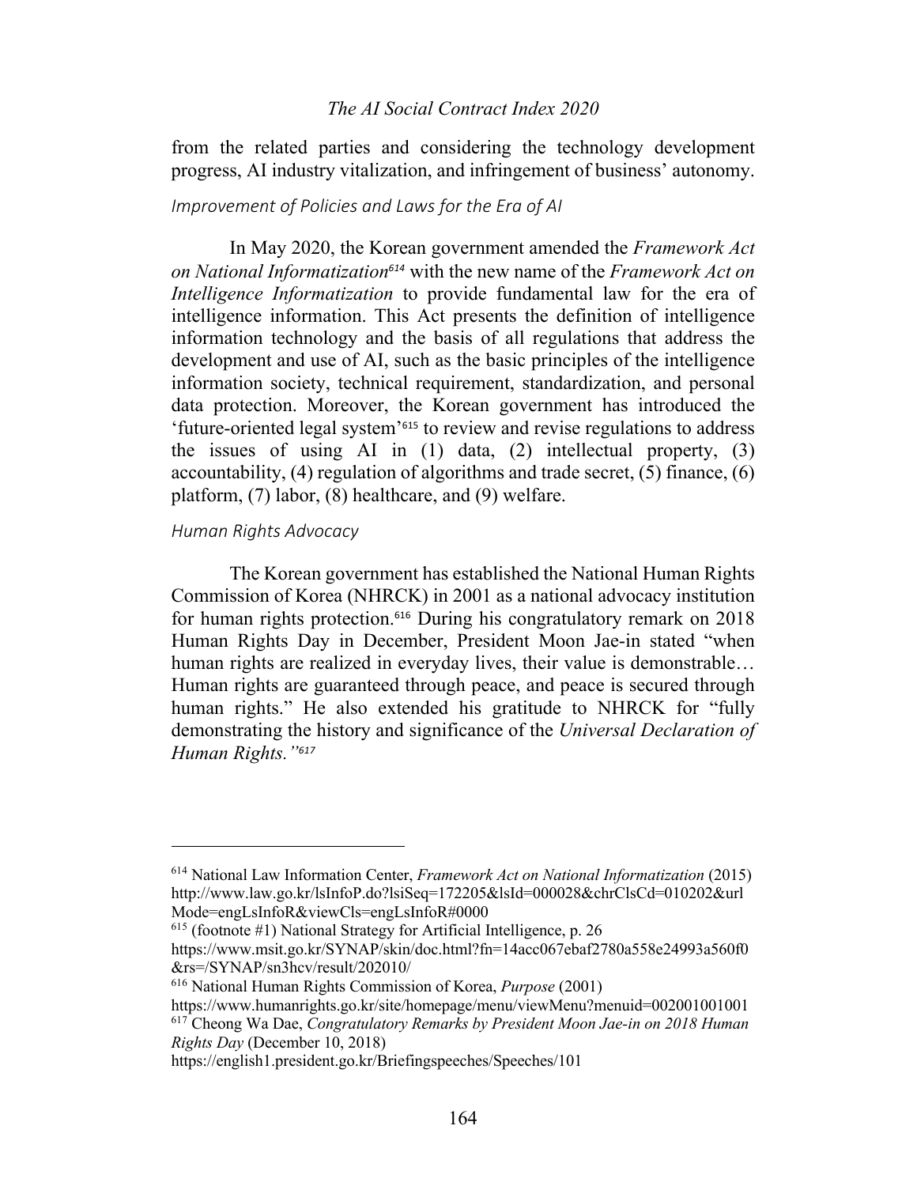from the related parties and considering the technology development progress, AI industry vitalization, and infringement of business' autonomy.

### *Improvement of Policies and Laws for the Era of AI*

In May 2020, the Korean government amended the *Framework Act on National Informatization*[614] with the new name of the *Framework Act on Intelligence Informatization* to provide fundamental law for the era of intelligence information. This Act presents the definition of intelligence information technology and the basis of all regulations that address the development and use of AI, such as the basic principles of the intelligence information society, technical requirement, standardization, and personal data protection. Moreover, the Korean government has introduced the 'future-oriented legal system'[615] to review and revise regulations to address the issues of using AI in (1) data, (2) intellectual property, (3) accountability, (4) regulation of algorithms and trade secret, (5) finance, (6) platform, (7) labor, (8) healthcare, and (9) welfare.

### *Human Rights Advocacy*

The Korean government has established the National Human Rights Commission of Korea (NHRCK) in 2001 as a national advocacy institution for human rights protection.[616] During his congratulatory remark on 2018 Human Rights Day in December, President Moon Jae-in stated "when human rights are realized in everyday lives, their value is demonstrable… Human rights are guaranteed through peace, and peace is secured through human rights." He also extended his gratitude to NHRCK for "fully demonstrating the history and significance of the *Universal Declaration of Human Rights.*"[617]

---

[614] National Law Information Center, *Framework Act on National Informatization* (2015) http://www.law.go.kr/lsInfoP.do?lsiSeq=172205&lsId=000028&chrClsCd=010202&urlMode=engLsInfoR&viewCls=engLsInfoR#0000

[615] (footnote #1) National Strategy for Artificial Intelligence, p. 26 https://www.msit.go.kr/SYNAP/skin/doc.html?fn=14acc067ebaf2780a558e24993a560f0&rs=/SYNAP/sn3hcv/result/202010/

[616] National Human Rights Commission of Korea, *Purpose* (2001) https://www.humanrights.go.kr/site/homepage/menu/viewMenu?menuid=002001001001

[617] Cheong Wa Dae, *Congratulatory Remarks by President Moon Jae-in on 2018 Human Rights Day* (December 10, 2018) https://english1.president.go.kr/Briefingspeeches/Speeches/101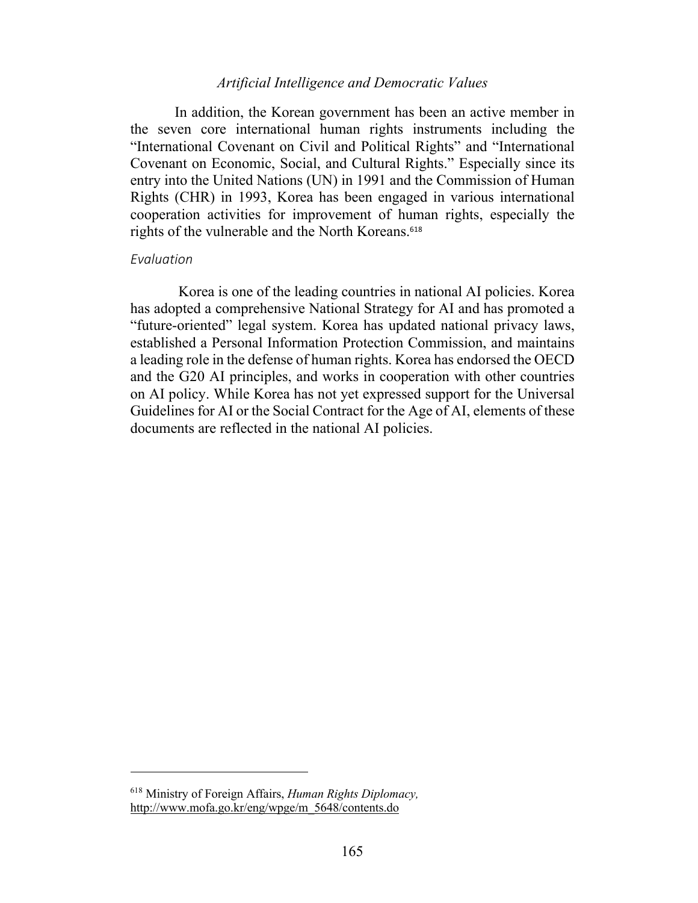In addition, the Korean government has been an active member in the seven core international human rights instruments including the "International Covenant on Civil and Political Rights" and "International Covenant on Economic, Social, and Cultural Rights." Especially since its entry into the United Nations (UN) in 1991 and the Commission of Human Rights (CHR) in 1993, Korea has been engaged in various international cooperation activities for improvement of human rights, especially the rights of the vulnerable and the North Koreans.[618]

*Evaluation*

Korea is one of the leading countries in national AI policies. Korea has adopted a comprehensive National Strategy for AI and has promoted a "future-oriented" legal system. Korea has updated national privacy laws, established a Personal Information Protection Commission, and maintains a leading role in the defense of human rights. Korea has endorsed the OECD and the G20 AI principles, and works in cooperation with other countries on AI policy. While Korea has not yet expressed support for the Universal Guidelines for AI or the Social Contract for the Age of AI, elements of these documents are reflected in the national AI policies.

---

[618] Ministry of Foreign Affairs, *Human Rights Diplomacy,* http://www.mofa.go.kr/eng/wpge/m_5648/contents.do